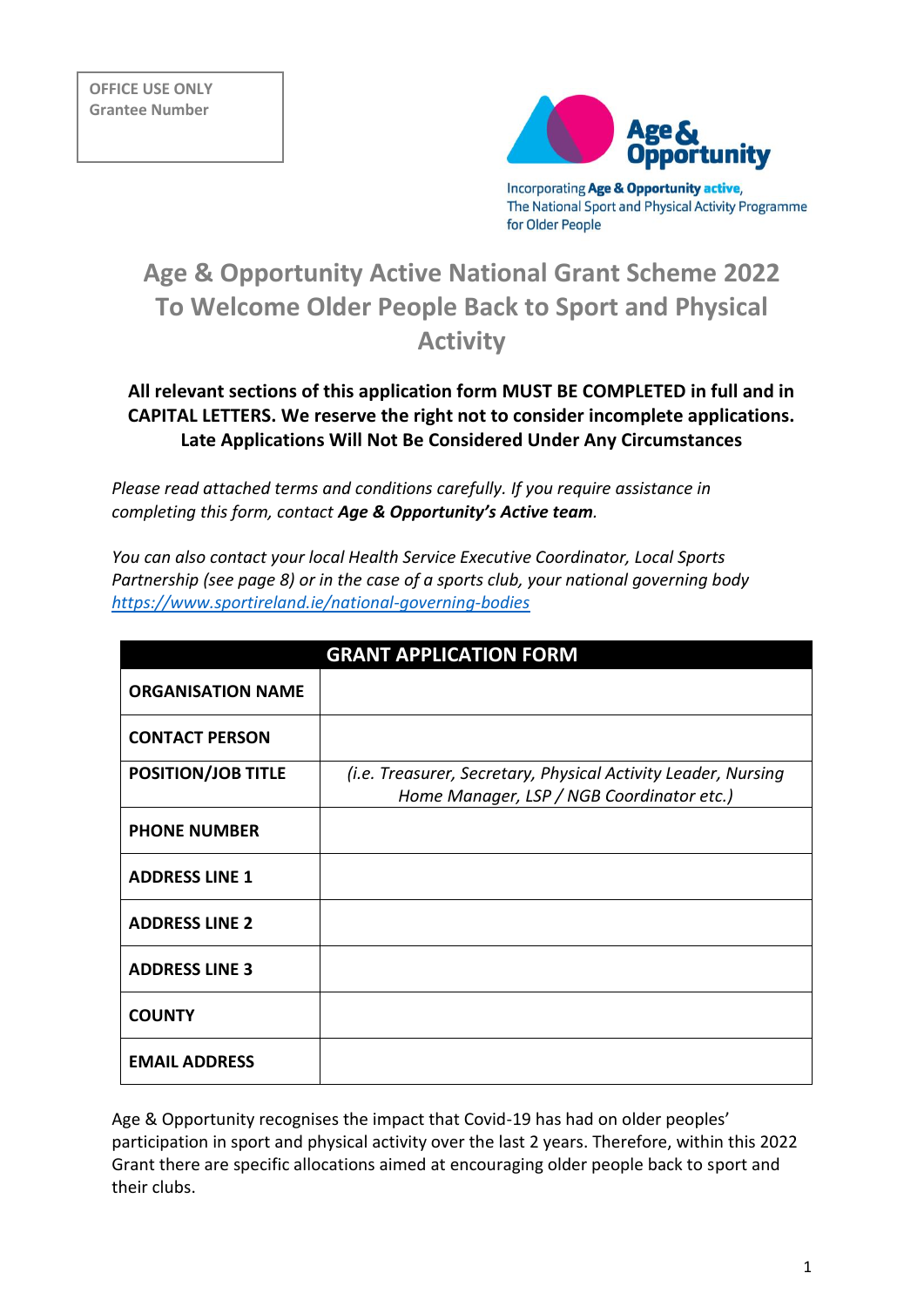| OFFICE USE ONLY |
| --- |
| Grantee Number |

Age & Opportunity

Incorporating **Age & Opportunity active**, The National Sport and Physical Activity Programme for Older People

# Age & Opportunity Active National Grant Scheme 2022 To Welcome Older People Back to Sport and Physical Activity

**All relevant sections of this application form MUST BE COMPLETED in full and in CAPITAL LETTERS. We reserve the right not to consider incomplete applications. Late Applications Will Not Be Considered Under Any Circumstances**

*Please read attached terms and conditions carefully. If you require assistance in completing this form, contact* ***Age & Opportunity's Active team****.*

*You can also contact your local Health Service Executive Coordinator, Local Sports Partnership (see page 8) or in the case of a sports club, your national governing body* [https://www.sportireland.ie/national-governing-bodies](https://www.sportireland.ie/national-governing-bodies)

| GRANT APPLICATION FORM | |
| --- | --- |
| **ORGANISATION NAME** | |
| **CONTACT PERSON** | |
| **POSITION/JOB TITLE** | *(i.e. Treasurer, Secretary, Physical Activity Leader, Nursing Home Manager, LSP / NGB Coordinator etc.)* |
| **PHONE NUMBER** | |
| **ADDRESS LINE 1** | |
| **ADDRESS LINE 2** | |
| **ADDRESS LINE 3** | |
| **COUNTY** | |
| **EMAIL ADDRESS** | |

Age & Opportunity recognises the impact that Covid-19 has had on older peoples' participation in sport and physical activity over the last 2 years. Therefore, within this 2022 Grant there are specific allocations aimed at encouraging older people back to sport and their clubs.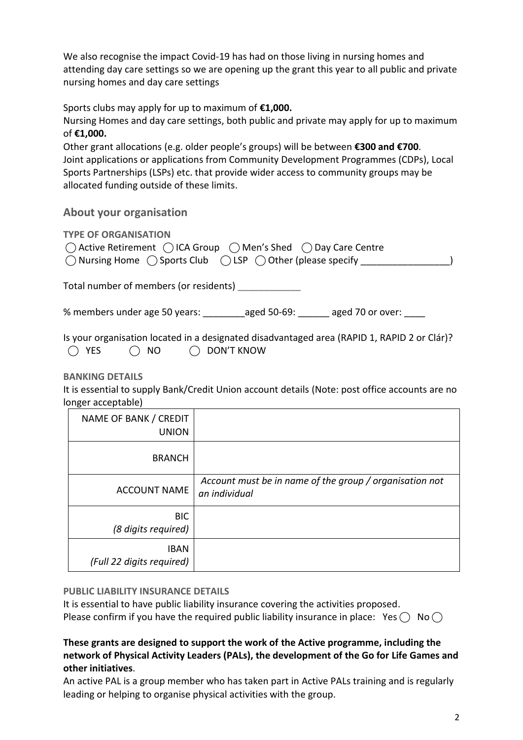We also recognise the impact Covid-19 has had on those living in nursing homes and attending day care settings so we are opening up the grant this year to all public and private nursing homes and day care settings

Sports clubs may apply for up to maximum of **€1,000.**
Nursing Homes and day care settings, both public and private may apply for up to maximum of **€1,000.**
Other grant allocations (e.g. older people's groups) will be between **€300 and €700**.
Joint applications or applications from Community Development Programmes (CDPs), Local Sports Partnerships (LSPs) etc. that provide wider access to community groups may be allocated funding outside of these limits.

## About your organisation

**TYPE OF ORGANISATION**

◯ Active Retirement ◯ ICA Group ◯ Men's Shed ◯ Day Care Centre
◯ Nursing Home ◯ Sports Club ◯ LSP ◯ Other (please specify _________________)

Total number of members (or residents) ____________

% members under age 50 years: ________aged 50-69: ______ aged 70 or over: ____

Is your organisation located in a designated disadvantaged area (RAPID 1, RAPID 2 or Clár)?
◯ YES ◯ NO ◯ DON'T KNOW

**BANKING DETAILS**

It is essential to supply Bank/Credit Union account details (Note: post office accounts are no longer acceptable)

| | |
|---|---|
| NAME OF BANK / CREDIT UNION | |
| BRANCH | |
| ACCOUNT NAME | *Account must be in name of the group / organisation not an individual* |
| BIC *(8 digits required)* | |
| IBAN *(Full 22 digits required)* | |

**PUBLIC LIABILITY INSURANCE DETAILS**

It is essential to have public liability insurance covering the activities proposed.
Please confirm if you have the required public liability insurance in place: Yes ◯ No ◯

**These grants are designed to support the work of the Active programme, including the network of Physical Activity Leaders (PALs), the development of the Go for Life Games and other initiatives**.
An active PAL is a group member who has taken part in Active PALs training and is regularly leading or helping to organise physical activities with the group.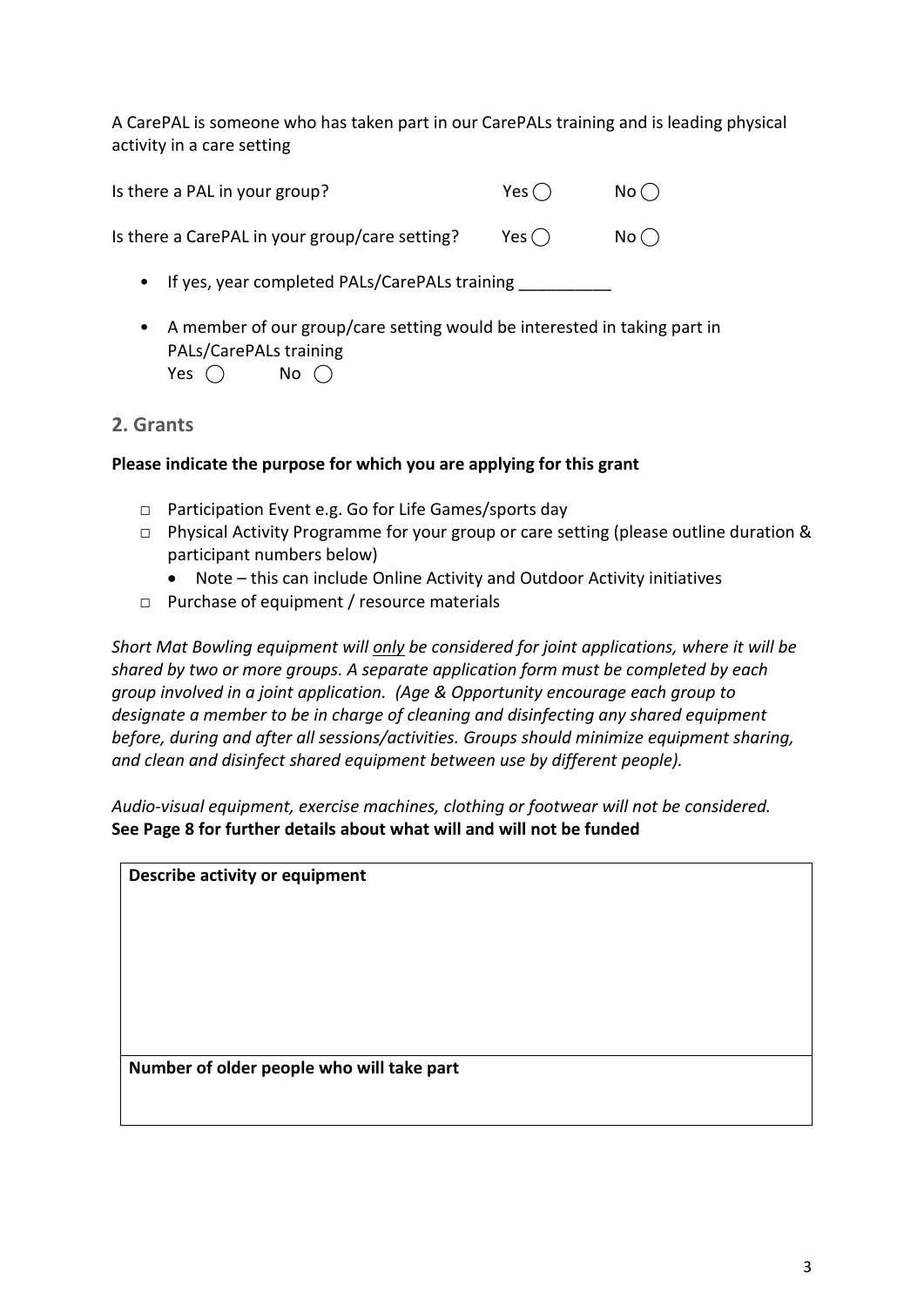A CarePAL is someone who has taken part in our CarePALs training and is leading physical activity in a care setting

Is there a PAL in your group? Yes ◯ No ◯

Is there a CarePAL in your group/care setting? Yes ◯ No ◯

- If yes, year completed PALs/CarePALs training __________
- A member of our group/care setting would be interested in taking part in PALs/CarePALs training
  Yes ◯ No ◯

## 2. Grants

**Please indicate the purpose for which you are applying for this grant**

- ▫ Participation Event e.g. Go for Life Games/sports day
- ▫ Physical Activity Programme for your group or care setting (please outline duration & participant numbers below)
  - Note – this can include Online Activity and Outdoor Activity initiatives
- ▫ Purchase of equipment / resource materials

*Short Mat Bowling equipment will only be considered for joint applications, where it will be shared by two or more groups. A separate application form must be completed by each group involved in a joint application. (Age & Opportunity encourage each group to designate a member to be in charge of cleaning and disinfecting any shared equipment before, during and after all sessions/activities. Groups should minimize equipment sharing, and clean and disinfect shared equipment between use by different people).*

*Audio-visual equipment, exercise machines, clothing or footwear will not be considered.*
**See Page 8 for further details about what will and will not be funded**

| **Describe activity or equipment** |
| --- |
| |
| **Number of older people who will take part** |
| |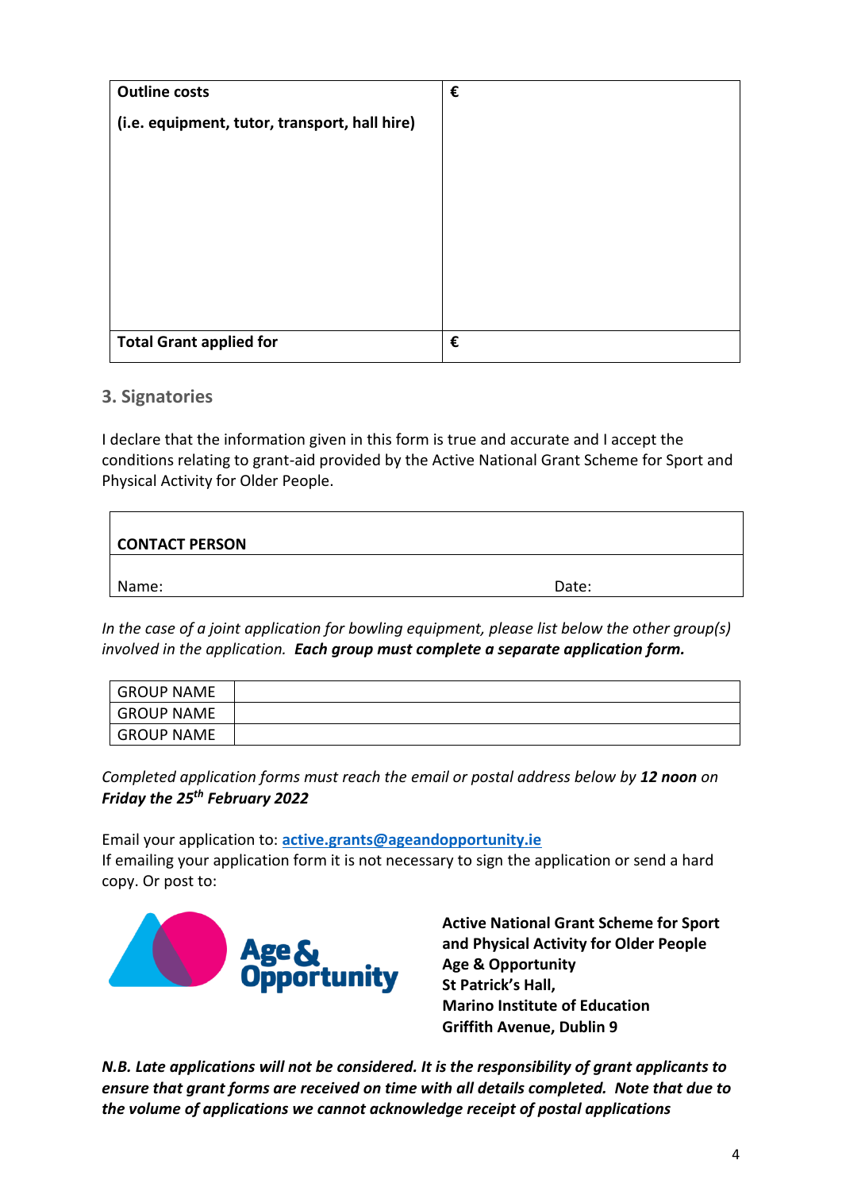| **Outline costs**<br><br>**(i.e. equipment, tutor, transport, hall hire)** | **€** |
|---|---|
| **Total Grant applied for** | **€** |

## 3. Signatories

I declare that the information given in this form is true and accurate and I accept the conditions relating to grant-aid provided by the Active National Grant Scheme for Sport and Physical Activity for Older People.

| **CONTACT PERSON** | |
|---|---|
| Name: | Date: |

*In the case of a joint application for bowling equipment, please list below the other group(s) involved in the application.* ***Each group must complete a separate application form.***

| GROUP NAME | |
|---|---|
| GROUP NAME | |
| GROUP NAME | |

*Completed application forms must reach the email or postal address below by* ***12 noon*** *on* ***Friday the 25th February 2022***

Email your application to: **active.grants@ageandopportunity.ie**
If emailing your application form it is not necessary to sign the application or send a hard copy. Or post to:

**Active National Grant Scheme for Sport and Physical Activity for Older People**
**Age & Opportunity**
**St Patrick's Hall,**
**Marino Institute of Education**
**Griffith Avenue, Dublin 9**

***N.B. Late applications will not be considered. It is the responsibility of grant applicants to ensure that grant forms are received on time with all details completed. Note that due to the volume of applications we cannot acknowledge receipt of postal applications***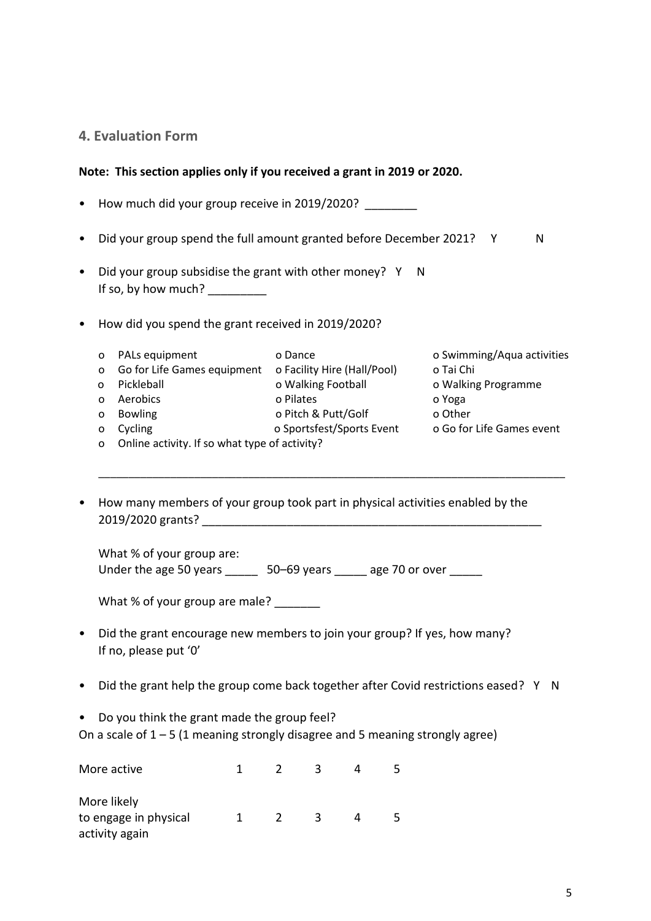## 4. Evaluation Form

**Note: This section applies only if you received a grant in 2019 or 2020.**

- How much did your group receive in 2019/2020? ________
- Did your group spend the full amount granted before December 2021? Y N
- Did your group subsidise the grant with other money? Y N
  If so, by how much? _________
- How did you spend the grant received in 2019/2020?

  - o PALs equipment
  - o Go for Life Games equipment
  - o Pickleball
  - o Aerobics
  - o Bowling
  - o Cycling
  - o Dance
  - o Facility Hire (Hall/Pool)
  - o Walking Football
  - o Pilates
  - o Pitch & Putt/Golf
  - o Sportsfest/Sports Event
  - o Swimming/Aqua activities
  - o Tai Chi
  - o Walking Programme
  - o Yoga
  - o Other
  - o Go for Life Games event
  - o Online activity. If so what type of activity?

  ___________________________________________________________________________

- How many members of your group took part in physical activities enabled by the 2019/2020 grants? ______________________________________________________

  What % of your group are:
  Under the age 50 years _____ 50–69 years _____ age 70 or over _____

  What % of your group are male? _______

- Did the grant encourage new members to join your group? If yes, how many?
  If no, please put '0'
- Did the grant help the group come back together after Covid restrictions eased? Y N
- Do you think the grant made the group feel?

On a scale of 1 – 5 (1 meaning strongly disagree and 5 meaning strongly agree)

| | | | | | |
|---|---|---|---|---|---|
| More active | 1 | 2 | 3 | 4 | 5 |
| More likely to engage in physical activity again | 1 | 2 | 3 | 4 | 5 |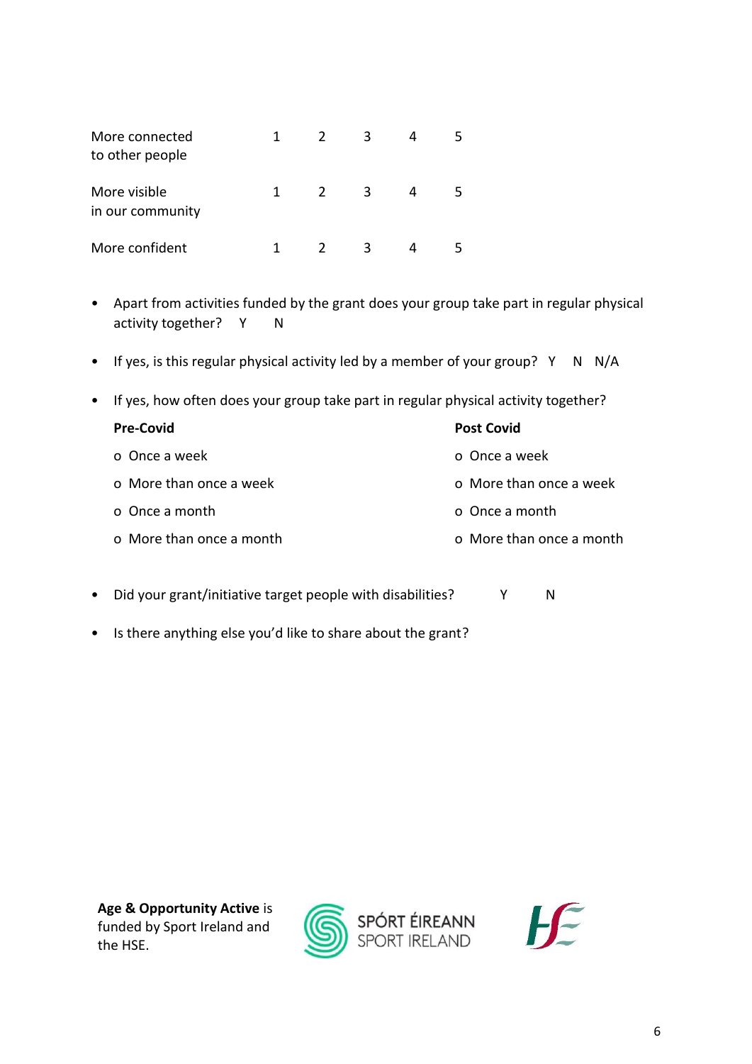| | | | | | |
|---|---|---|---|---|---|
| More connected to other people | 1 | 2 | 3 | 4 | 5 |
| More visible in our community | 1 | 2 | 3 | 4 | 5 |
| More confident | 1 | 2 | 3 | 4 | 5 |

- Apart from activities funded by the grant does your group take part in regular physical activity together? Y N

- If yes, is this regular physical activity led by a member of your group? Y N N/A

- If yes, how often does your group take part in regular physical activity together?

  **Pre-Covid**

  - Once a week
  - More than once a week
  - Once a month
  - More than once a month

  **Post Covid**

  - Once a week
  - More than once a week
  - Once a month
  - More than once a month

- Did your grant/initiative target people with disabilities? Y N

- Is there anything else you'd like to share about the grant?

**Age & Opportunity Active** is funded by Sport Ireland and the HSE.

SPÓRT ÉIREANN
SPORT IRELAND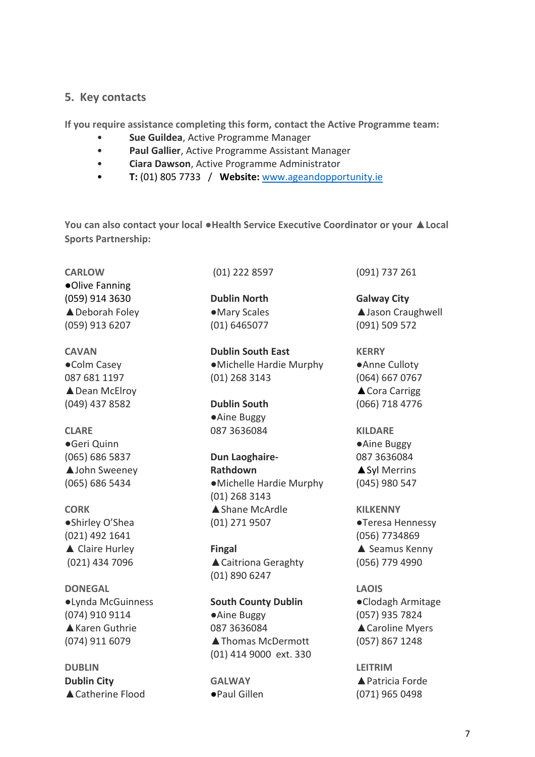## 5. Key contacts

**If you require assistance completing this form, contact the Active Programme team:**

- **Sue Guildea**, Active Programme Manager
- **Paul Gallier**, Active Programme Assistant Manager
- **Ciara Dawson**, Active Programme Administrator
- **T:** (01) 805 7733 / **Website:** [www.ageandopportunity.ie](http://www.ageandopportunity.ie)

**You can also contact your local ●Health Service Executive Coordinator or your ▲Local Sports Partnership:**

**CARLOW**
●Olive Fanning
(059) 914 3630
▲Deborah Foley
(059) 913 6207

**CAVAN**
●Colm Casey
087 681 1197
▲Dean McElroy
(049) 437 8582

**CLARE**
●Geri Quinn
(065) 686 5837
▲John Sweeney
(065) 686 5434

**CORK**
●Shirley O'Shea
(021) 492 1641
▲ Claire Hurley
(021) 434 7096

**DONEGAL**
●Lynda McGuinness
(074) 910 9114
▲Karen Guthrie
(074) 911 6079

**DUBLIN**

**Dublin City**
▲Catherine Flood
(01) 222 8597

**Dublin North**
●Mary Scales
(01) 6465077

**Dublin South East**
●Michelle Hardie Murphy
(01) 268 3143

**Dublin South**
●Aine Buggy
087 3636084

**Dun Laoghaire-Rathdown**
●Michelle Hardie Murphy
(01) 268 3143
▲Shane McArdle
(01) 271 9507

**Fingal**
▲Caitriona Geraghty
(01) 890 6247

**South County Dublin**
●Aine Buggy
087 3636084
▲Thomas McDermott
(01) 414 9000 ext. 330

**GALWAY**
●Paul Gillen
(091) 737 261

**Galway City**
▲Jason Craughwell
(091) 509 572

**KERRY**
●Anne Culloty
(064) 667 0767
▲Cora Carrigg
(066) 718 4776

**KILDARE**
●Aine Buggy
087 3636084
▲Syl Merrins
(045) 980 547

**KILKENNY**
●Teresa Hennessy
(056) 7734869
▲ Seamus Kenny
(056) 779 4990

**LAOIS**
●Clodagh Armitage
(057) 935 7824
▲Caroline Myers
(057) 867 1248

**LEITRIM**
▲Patricia Forde
(071) 965 0498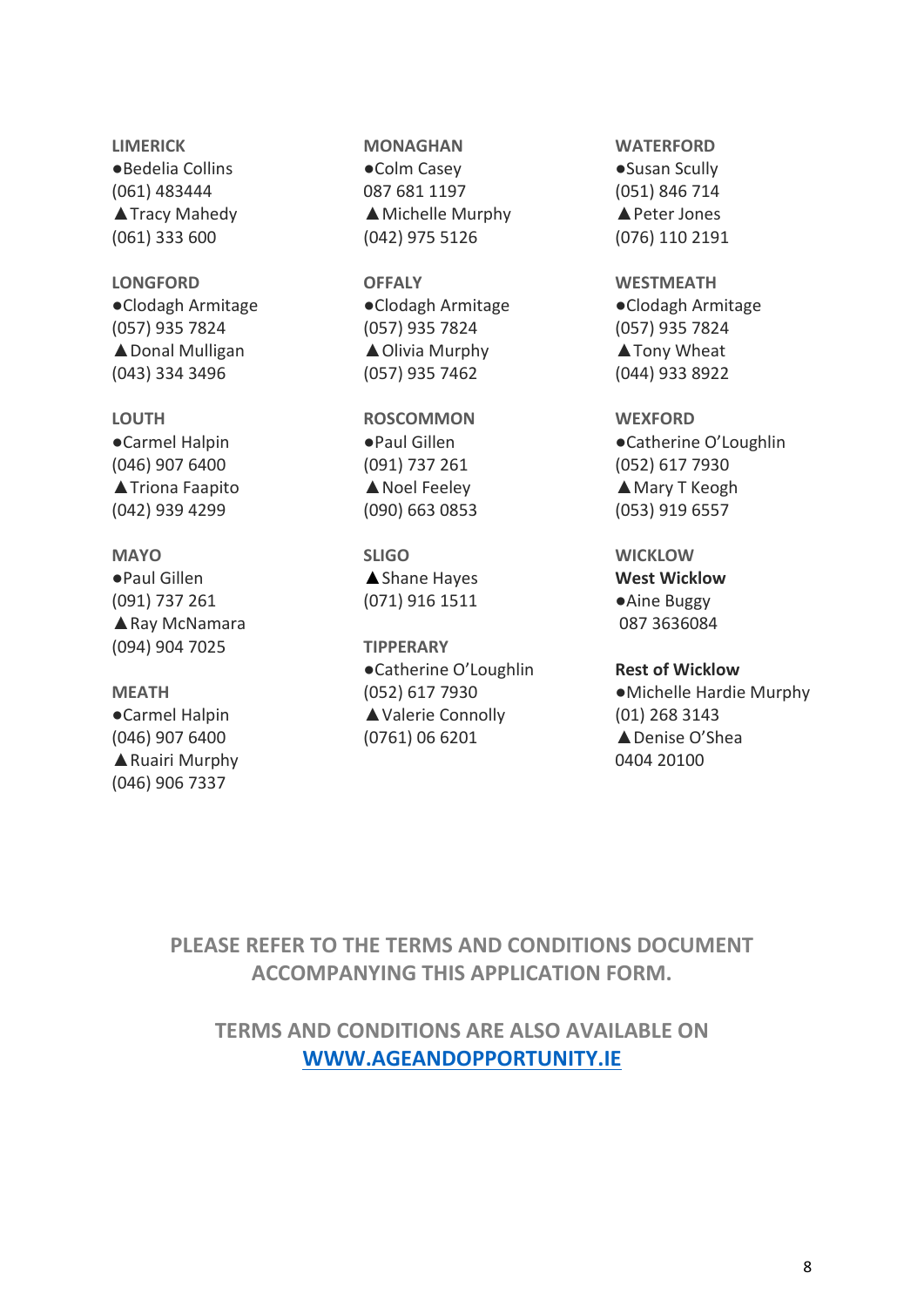**LIMERICK**
●Bedelia Collins
(061) 483444
▲Tracy Mahedy
(061) 333 600

**LONGFORD**
●Clodagh Armitage
(057) 935 7824
▲Donal Mulligan
(043) 334 3496

**LOUTH**
●Carmel Halpin
(046) 907 6400
▲Triona Faapito
(042) 939 4299

**MAYO**
●Paul Gillen
(091) 737 261
▲Ray McNamara
(094) 904 7025

**MEATH**
●Carmel Halpin
(046) 907 6400
▲Ruairi Murphy
(046) 906 7337

**MONAGHAN**
●Colm Casey
087 681 1197
▲Michelle Murphy
(042) 975 5126

**OFFALY**
●Clodagh Armitage
(057) 935 7824
▲Olivia Murphy
(057) 935 7462

**ROSCOMMON**
●Paul Gillen
(091) 737 261
▲Noel Feeley
(090) 663 0853

**SLIGO**
▲Shane Hayes
(071) 916 1511

**TIPPERARY**
●Catherine O'Loughlin
(052) 617 7930
▲Valerie Connolly
(0761) 06 6201

**WATERFORD**
●Susan Scully
(051) 846 714
▲Peter Jones
(076) 110 2191

**WESTMEATH**
●Clodagh Armitage
(057) 935 7824
▲Tony Wheat
(044) 933 8922

**WEXFORD**
●Catherine O'Loughlin
(052) 617 7930
▲Mary T Keogh
(053) 919 6557

**WICKLOW**
**West Wicklow**
●Aine Buggy
087 3636084

**Rest of Wicklow**
●Michelle Hardie Murphy
(01) 268 3143
▲Denise O'Shea
0404 20100

**PLEASE REFER TO THE TERMS AND CONDITIONS DOCUMENT ACCOMPANYING THIS APPLICATION FORM.**

**TERMS AND CONDITIONS ARE ALSO AVAILABLE ON WWW.AGEANDOPPORTUNITY.IE**